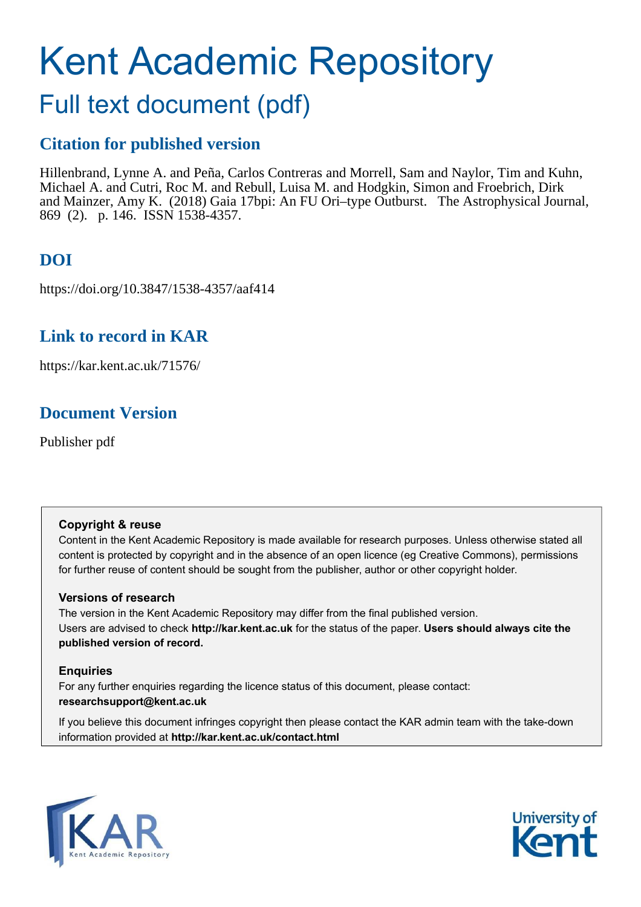# Kent Academic Repository

## Full text document (pdf)

### Citation for published version

Hillenbrand, Lynne A. and Peña, Carlos Contreras and Morrell, Sam and Naylor, Tim and Kuhn, Michael A. and Cutri, Roc M. and Rebull, Luisa M. and Hodgkin, Simon and Froebrich, Dirk and Mainzer, Amy K. (2018) Gaia 17bpi: An FU Ori–type Outburst. The Astrophysical Journal, 869 (2). p. 146. ISSN 1538-4357.

### DOI

https://doi.org/10.3847/1538-4357/aaf414

### Link to record in KAR

https://kar.kent.ac.uk/71576/

### Document Version

Publisher pdf

**Copyright & reuse**

Content in the Kent Academic Repository is made available for research purposes. Unless otherwise stated all content is protected by copyright and in the absence of an open licence (eg Creative Commons), permissions for further reuse of content should be sought from the publisher, author or other copyright holder.

**Versions of research**

The version in the Kent Academic Repository may differ from the final published version. Users are advised to check **http://kar.kent.ac.uk** for the status of the paper. **Users should always cite the published version of record.**

**Enquiries**

For any further enquiries regarding the licence status of this document, please contact: **researchsupport@kent.ac.uk**

If you believe this document infringes copyright then please contact the KAR admin team with the take-down information provided at **http://kar.kent.ac.uk/contact.html**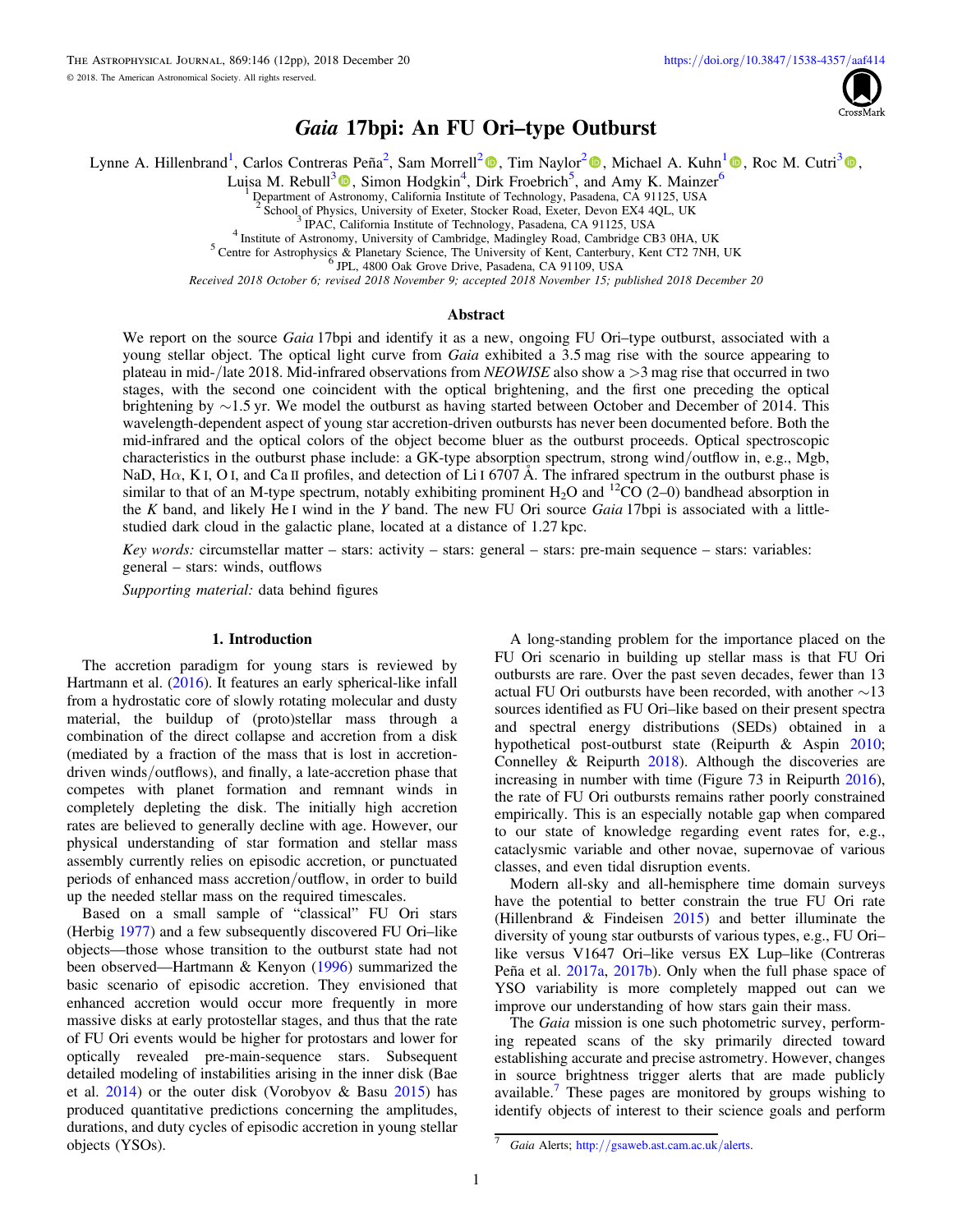# *Gaia* 17bpi: An FU Ori–type Outburst

Lynne A. Hillenbrand[1], Carlos Contreras Peña[2], Sam Morrell[2], Tim Naylor[2], Michael A. Kuhn[1], Roc M. Cutri[3], Luisa M. Rebull[3], Simon Hodgkin[4], Dirk Froebrich[5], and Amy K. Mainzer[6]

[1] Department of Astronomy, California Institute of Technology, Pasadena, CA 91125, USA
[2] School of Physics, University of Exeter, Stocker Road, Exeter, Devon EX4 4QL, UK
[3] IPAC, California Institute of Technology, Pasadena, CA 91125, USA
[4] Institute of Astronomy, University of Cambridge, Madingley Road, Cambridge CB3 0HA, UK
[5] Centre for Astrophysics & Planetary Science, The University of Kent, Canterbury, Kent CT2 7NH, UK
[6] JPL, 4800 Oak Grove Drive, Pasadena, CA 91109, USA

*Received 2018 October 6; revised 2018 November 9; accepted 2018 November 15; published 2018 December 20*

## Abstract

We report on the source *Gaia* 17bpi and identify it as a new, ongoing FU Ori–type outburst, associated with a young stellar object. The optical light curve from *Gaia* exhibited a 3.5 mag rise with the source appearing to plateau in mid-/late 2018. Mid-infrared observations from *NEOWISE* also show a >3 mag rise that occurred in two stages, with the second one coincident with the optical brightening, and the first one preceding the optical brightening by ~1.5 yr. We model the outburst as having started between October and December of 2014. This wavelength-dependent aspect of young star accretion-driven outbursts has never been documented before. Both the mid-infrared and the optical colors of the object become bluer as the outburst proceeds. Optical spectroscopic characteristics in the outburst phase include: a GK-type absorption spectrum, strong wind/outflow in, e.g., Mgb, NaD, Hα, K I, O I, and Ca II profiles, and detection of Li I 6707 Å. The infrared spectrum in the outburst phase is similar to that of an M-type spectrum, notably exhibiting prominent $H_2O$ and $^{12}CO$ (2–0) bandhead absorption in the *K* band, and likely He I wind in the *Y* band. The new FU Ori source *Gaia* 17bpi is associated with a little-studied dark cloud in the galactic plane, located at a distance of 1.27 kpc.

*Key words:* circumstellar matter – stars: activity – stars: general – stars: pre-main sequence – stars: variables: general – stars: winds, outflows

*Supporting material:* data behind figures

## 1. Introduction

The accretion paradigm for young stars is reviewed by Hartmann et al. (2016). It features an early spherical-like infall from a hydrostatic core of slowly rotating molecular and dusty material, the buildup of (proto)stellar mass through a combination of the direct collapse and accretion from a disk (mediated by a fraction of the mass that is lost in accretion-driven winds/outflows), and finally, a late-accretion phase that competes with planet formation and remnant winds in completely depleting the disk. The initially high accretion rates are believed to generally decline with age. However, our physical understanding of star formation and stellar mass assembly currently relies on episodic accretion, or punctuated periods of enhanced mass accretion/outflow, in order to build up the needed stellar mass on the required timescales.

Based on a small sample of "classical" FU Ori stars (Herbig 1977) and a few subsequently discovered FU Ori–like objects—those whose transition to the outburst state had not been observed—Hartmann & Kenyon (1996) summarized the basic scenario of episodic accretion. They envisioned that enhanced accretion would occur more frequently in more massive disks at early protostellar stages, and thus that the rate of FU Ori events would be higher for protostars and lower for optically revealed pre-main-sequence stars. Subsequent detailed modeling of instabilities arising in the inner disk (Bae et al. 2014) or the outer disk (Vorobyov & Basu 2015) has produced quantitative predictions concerning the amplitudes, durations, and duty cycles of episodic accretion in young stellar objects (YSOs).

A long-standing problem for the importance placed on the FU Ori scenario in building up stellar mass is that FU Ori outbursts are rare. Over the past seven decades, fewer than 13 actual FU Ori outbursts have been recorded, with another ~13 sources identified as FU Ori–like based on their present spectra and spectral energy distributions (SEDs) obtained in a hypothetical post-outburst state (Reipurth & Aspin 2010; Connelley & Reipurth 2018). Although the discoveries are increasing in number with time (Figure 73 in Reipurth 2016), the rate of FU Ori outbursts remains rather poorly constrained empirically. This is an especially notable gap when compared to our state of knowledge regarding event rates for, e.g., cataclysmic variable and other novae, supernovae of various classes, and even tidal disruption events.

Modern all-sky and all-hemisphere time domain surveys have the potential to better constrain the true FU Ori rate (Hillenbrand & Findeisen 2015) and better illuminate the diversity of young star outbursts of various types, e.g., FU Ori–like versus V1647 Ori–like versus EX Lup–like (Contreras Peña et al. 2017a, 2017b). Only when the full phase space of YSO variability is more completely mapped out can we improve our understanding of how stars gain their mass.

The *Gaia* mission is one such photometric survey, performing repeated scans of the sky primarily directed toward establishing accurate and precise astrometry. However, changes in source brightness trigger alerts that are made publicly available.[7] These pages are monitored by groups wishing to identify objects of interest to their science goals and perform

[7] *Gaia* Alerts; http://gsaweb.ast.cam.ac.uk/alerts.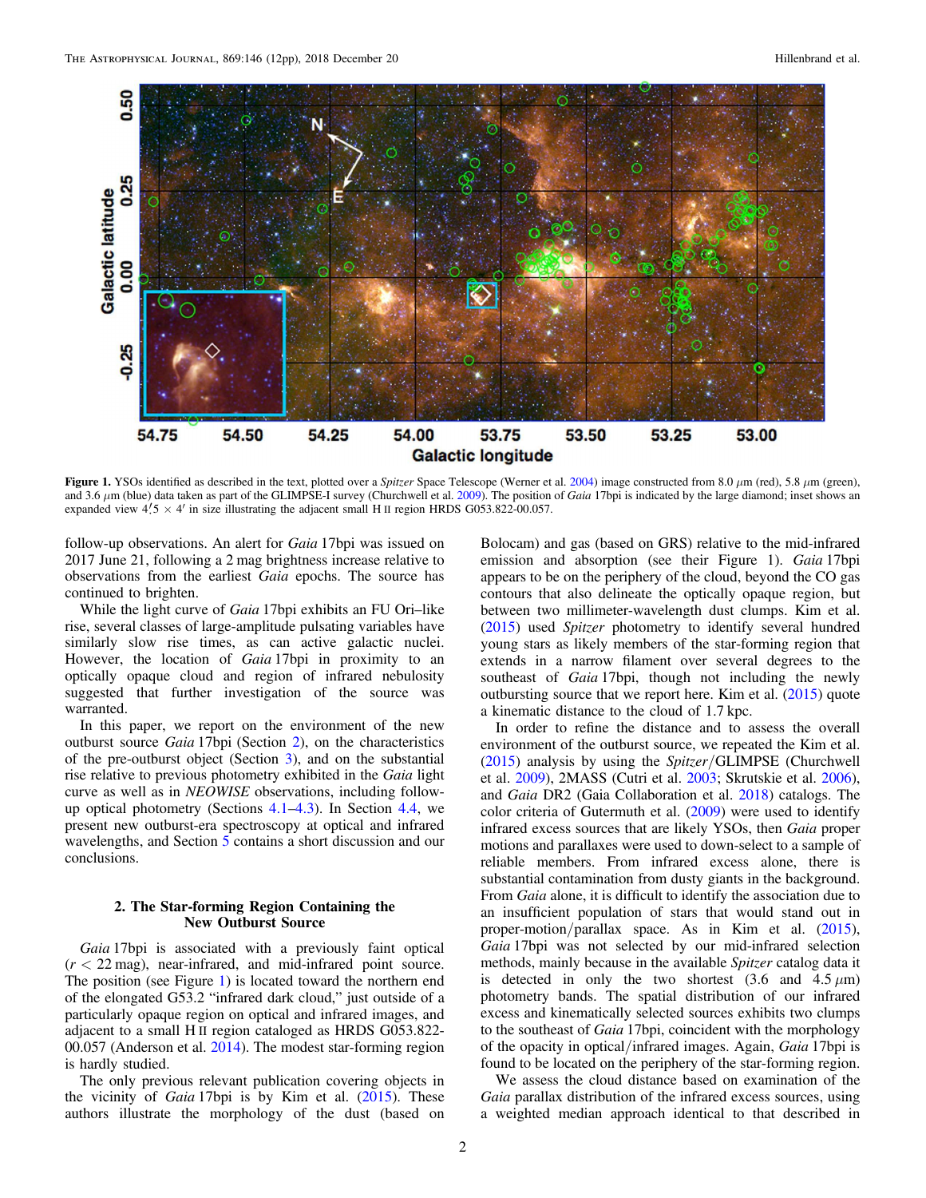**Figure 1.** YSOs identified as described in the text, plotted over a *Spitzer* Space Telescope (Werner et al. 2004) image constructed from 8.0 $\mu$m (red), 5.8 $\mu$m (green), and 3.6 $\mu$m (blue) data taken as part of the GLIMPSE-I survey (Churchwell et al. 2009). The position of *Gaia* 17bpi is indicated by the large diamond; inset shows an expanded view $4'.5 \times 4'$ in size illustrating the adjacent small H II region HRDS G053.822-00.057.

follow-up observations. An alert for *Gaia* 17bpi was issued on 2017 June 21, following a 2 mag brightness increase relative to observations from the earliest *Gaia* epochs. The source has continued to brighten.

While the light curve of *Gaia* 17bpi exhibits an FU Ori–like rise, several classes of large-amplitude pulsating variables have similarly slow rise times, as can active galactic nuclei. However, the location of *Gaia* 17bpi in proximity to an optically opaque cloud and region of infrared nebulosity suggested that further investigation of the source was warranted.

In this paper, we report on the environment of the new outburst source *Gaia* 17bpi (Section 2), on the characteristics of the pre-outburst object (Section 3), and on the substantial rise relative to previous photometry exhibited in the *Gaia* light curve as well as in *NEOWISE* observations, including follow-up optical photometry (Sections 4.1–4.3). In Section 4.4, we present new outburst-era spectroscopy at optical and infrared wavelengths, and Section 5 contains a short discussion and our conclusions.

## 2. The Star-forming Region Containing the New Outburst Source

*Gaia* 17bpi is associated with a previously faint optical ($r < 22$ mag), near-infrared, and mid-infrared point source. The position (see Figure 1) is located toward the northern end of the elongated G53.2 "infrared dark cloud," just outside of a particularly opaque region on optical and infrared images, and adjacent to a small H II region cataloged as HRDS G053.822-00.057 (Anderson et al. 2014). The modest star-forming region is hardly studied.

The only previous relevant publication covering objects in the vicinity of *Gaia* 17bpi is by Kim et al. (2015). These authors illustrate the morphology of the dust (based on Bolocam) and gas (based on GRS) relative to the mid-infrared emission and absorption (see their Figure 1). *Gaia* 17bpi appears to be on the periphery of the cloud, beyond the CO gas contours that also delineate the optically opaque region, but between two millimeter-wavelength dust clumps. Kim et al. (2015) used *Spitzer* photometry to identify several hundred young stars as likely members of the star-forming region that extends in a narrow filament over several degrees to the southeast of *Gaia* 17bpi, though not including the newly outbursting source that we report here. Kim et al. (2015) quote a kinematic distance to the cloud of 1.7 kpc.

In order to refine the distance and to assess the overall environment of the outburst source, we repeated the Kim et al. (2015) analysis by using the *Spitzer*/GLIMPSE (Churchwell et al. 2009), 2MASS (Cutri et al. 2003; Skrutskie et al. 2006), and *Gaia* DR2 (Gaia Collaboration et al. 2018) catalogs. The color criteria of Gutermuth et al. (2009) were used to identify infrared excess sources that are likely YSOs, then *Gaia* proper motions and parallaxes were used to down-select to a sample of reliable members. From infrared excess alone, there is substantial contamination from dusty giants in the background. From *Gaia* alone, it is difficult to identify the association due to an insufficient population of stars that would stand out in proper-motion/parallax space. As in Kim et al. (2015), *Gaia* 17bpi was not selected by our mid-infrared selection methods, mainly because in the available *Spitzer* catalog data it is detected in only the two shortest (3.6 and 4.5 $\mu$m) photometry bands. The spatial distribution of our infrared excess and kinematically selected sources exhibits two clumps to the southeast of *Gaia* 17bpi, coincident with the morphology of the opacity in optical/infrared images. Again, *Gaia* 17bpi is found to be located on the periphery of the star-forming region.

We assess the cloud distance based on examination of the *Gaia* parallax distribution of the infrared excess sources, using a weighted median approach identical to that described in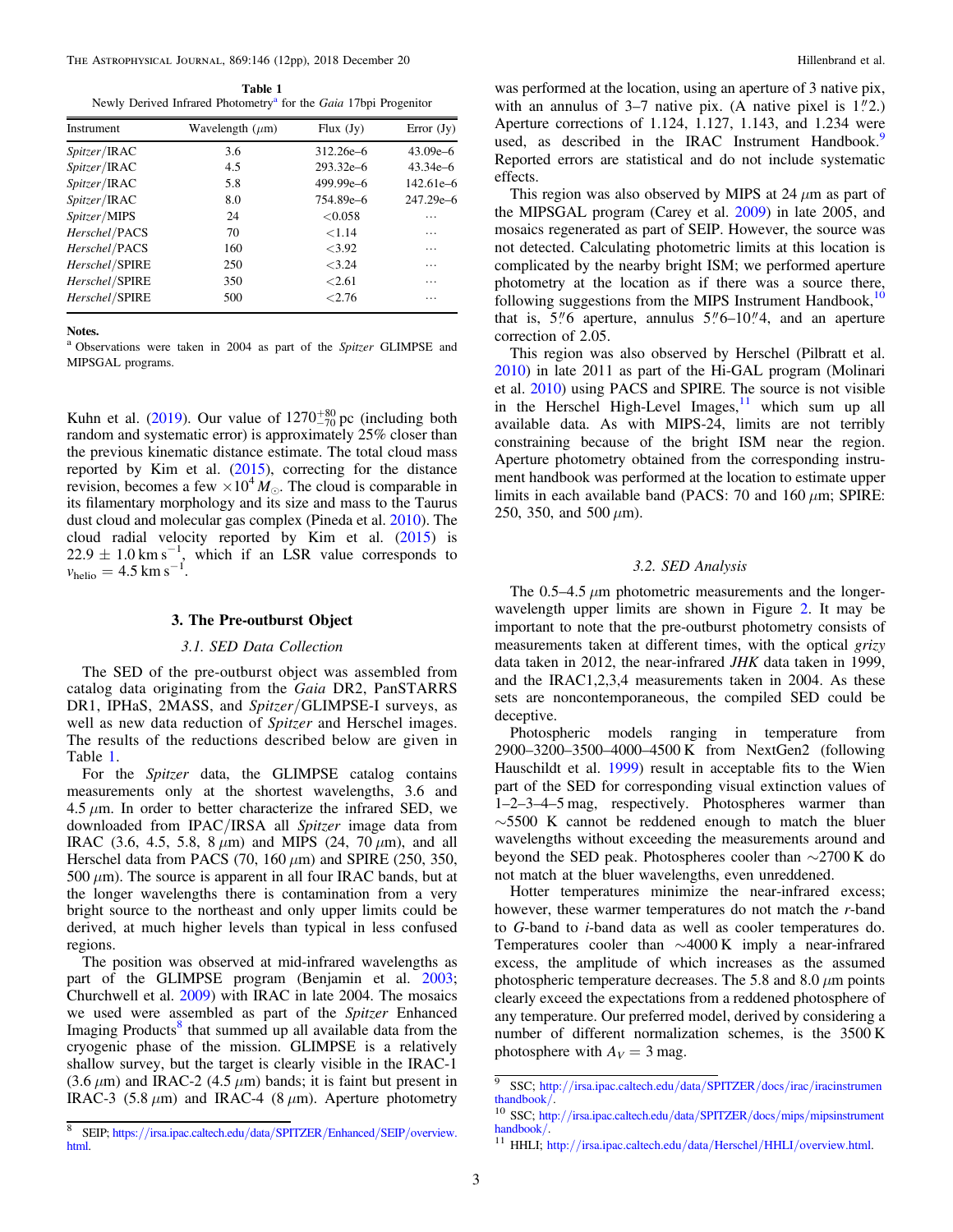**Table 1**
Newly Derived Infrared Photometry[a] for the *Gaia* 17bpi Progenitor

| Instrument | Wavelength ($\mu$m) | Flux (Jy) | Error (Jy) |
|---|---|---|---|
| *Spitzer*/IRAC | 3.6 | 312.26e–6 | 43.09e–6 |
| *Spitzer*/IRAC | 4.5 | 293.32e–6 | 43.34e–6 |
| *Spitzer*/IRAC | 5.8 | 499.99e–6 | 142.61e–6 |
| *Spitzer*/IRAC | 8.0 | 754.89e–6 | 247.29e–6 |
| *Spitzer*/MIPS | 24 | <0.058 | ⋯ |
| *Herschel*/PACS | 70 | <1.14 | ⋯ |
| *Herschel*/PACS | 160 | <3.92 | ⋯ |
| *Herschel*/SPIRE | 250 | <3.24 | ⋯ |
| *Herschel*/SPIRE | 350 | <2.61 | ⋯ |
| *Herschel*/SPIRE | 500 | <2.76 | ⋯ |

**Notes.**
[a] Observations were taken in 2004 as part of the *Spitzer* GLIMPSE and MIPSGAL programs.

Kuhn et al. (2019). Our value of $1270^{+80}_{-70}$ pc (including both random and systematic error) is approximately 25% closer than the previous kinematic distance estimate. The total cloud mass reported by Kim et al. (2015), correcting for the distance revision, becomes a few $\times 10^4\,M_\odot$. The cloud is comparable in its filamentary morphology and its size and mass to the Taurus dust cloud and molecular gas complex (Pineda et al. 2010). The cloud radial velocity reported by Kim et al. (2015) is $22.9 \pm 1.0$ km s$^{-1}$, which if an LSR value corresponds to $v_{\rm helio} = 4.5$ km s$^{-1}$.

## 3. The Pre-outburst Object

### 3.1. SED Data Collection

The SED of the pre-outburst object was assembled from catalog data originating from the *Gaia* DR2, PanSTARRS DR1, IPHaS, 2MASS, and *Spitzer*/GLIMPSE-I surveys, as well as new data reduction of *Spitzer* and Herschel images. The results of the reductions described below are given in Table 1.

For the *Spitzer* data, the GLIMPSE catalog contains measurements only at the shortest wavelengths, 3.6 and 4.5 $\mu$m. In order to better characterize the infrared SED, we downloaded from IPAC/IRSA all *Spitzer* image data from IRAC (3.6, 4.5, 5.8, 8 $\mu$m) and MIPS (24, 70 $\mu$m), and all Herschel data from PACS (70, 160 $\mu$m) and SPIRE (250, 350, 500 $\mu$m). The source is apparent in all four IRAC bands, but at the longer wavelengths there is contamination from a very bright source to the northeast and only upper limits could be derived, at much higher levels than typical in less confused regions.

The position was observed at mid-infrared wavelengths as part of the GLIMPSE program (Benjamin et al. 2003; Churchwell et al. 2009) with IRAC in late 2004. The mosaics we used were assembled as part of the *Spitzer* Enhanced Imaging Products[8] that summed up all available data from the cryogenic phase of the mission. GLIMPSE is a relatively shallow survey, but the target is clearly visible in the IRAC-1 (3.6 $\mu$m) and IRAC-2 (4.5 $\mu$m) bands; it is faint but present in IRAC-3 (5.8 $\mu$m) and IRAC-4 (8 $\mu$m). Aperture photometry was performed at the location, using an aperture of 3 native pix, with an annulus of 3–7 native pix. (A native pixel is 1\".2.) Aperture corrections of 1.124, 1.127, 1.143, and 1.234 were used, as described in the IRAC Instrument Handbook.[9] Reported errors are statistical and do not include systematic effects.

This region was also observed by MIPS at 24 $\mu$m as part of the MIPSGAL program (Carey et al. 2009) in late 2005, and mosaics regenerated as part of SEIP. However, the source was not detected. Calculating photometric limits at this location is complicated by the nearby bright ISM; we performed aperture photometry at the location as if there was a source there, following suggestions from the MIPS Instrument Handbook,[10] that is, 5\".6 aperture, annulus 5\".6–10\".4, and an aperture correction of 2.05.

This region was also observed by Herschel (Pilbratt et al. 2010) in late 2011 as part of the Hi-GAL program (Molinari et al. 2010) using PACS and SPIRE. The source is not visible in the Herschel High-Level Images,[11] which sum up all available data. As with MIPS-24, limits are not terribly constraining because of the bright ISM near the region. Aperture photometry obtained from the corresponding instrument handbook was performed at the location to estimate upper limits in each available band (PACS: 70 and 160 $\mu$m; SPIRE: 250, 350, and 500 $\mu$m).

### 3.2. SED Analysis

The 0.5–4.5 $\mu$m photometric measurements and the longer-wavelength upper limits are shown in Figure 2. It may be important to note that the pre-outburst photometry consists of measurements taken at different times, with the optical *grizy* data taken in 2012, the near-infrared *JHK* data taken in 1999, and the IRAC1,2,3,4 measurements taken in 2004. As these sets are noncontemporaneous, the compiled SED could be deceptive.

Photospheric models ranging in temperature from 2900–3200–3500–4000–4500 K from NextGen2 (following Hauschildt et al. 1999) result in acceptable fits to the Wien part of the SED for corresponding visual extinction values of 1–2–3–4–5 mag, respectively. Photospheres warmer than ~5500 K cannot be reddened enough to match the bluer wavelengths without exceeding the measurements around and beyond the SED peak. Photospheres cooler than ~2700 K do not match at the bluer wavelengths, even unreddened.

Hotter temperatures minimize the near-infrared excess; however, these warmer temperatures do not match the *r*-band to *G*-band to *i*-band data as well as cooler temperatures do. Temperatures cooler than ~4000 K imply a near-infrared excess, the amplitude of which increases as the assumed photospheric temperature decreases. The 5.8 and 8.0 $\mu$m points clearly exceed the expectations from a reddened photosphere of any temperature. Our preferred model, derived by considering a number of different normalization schemes, is the 3500 K photosphere with $A_V = 3$ mag.

---

[8] SEIP; https://irsa.ipac.caltech.edu/data/SPITZER/Enhanced/SEIP/overview.html.

[9] SSC; http://irsa.ipac.caltech.edu/data/SPITZER/docs/irac/iracinstrumenthandbook/.

[10] SSC; http://irsa.ipac.caltech.edu/data/SPITZER/docs/mips/mipsinstrumenthandbook/.

[11] HHLI; http://irsa.ipac.caltech.edu/data/Herschel/HHLI/overview.html.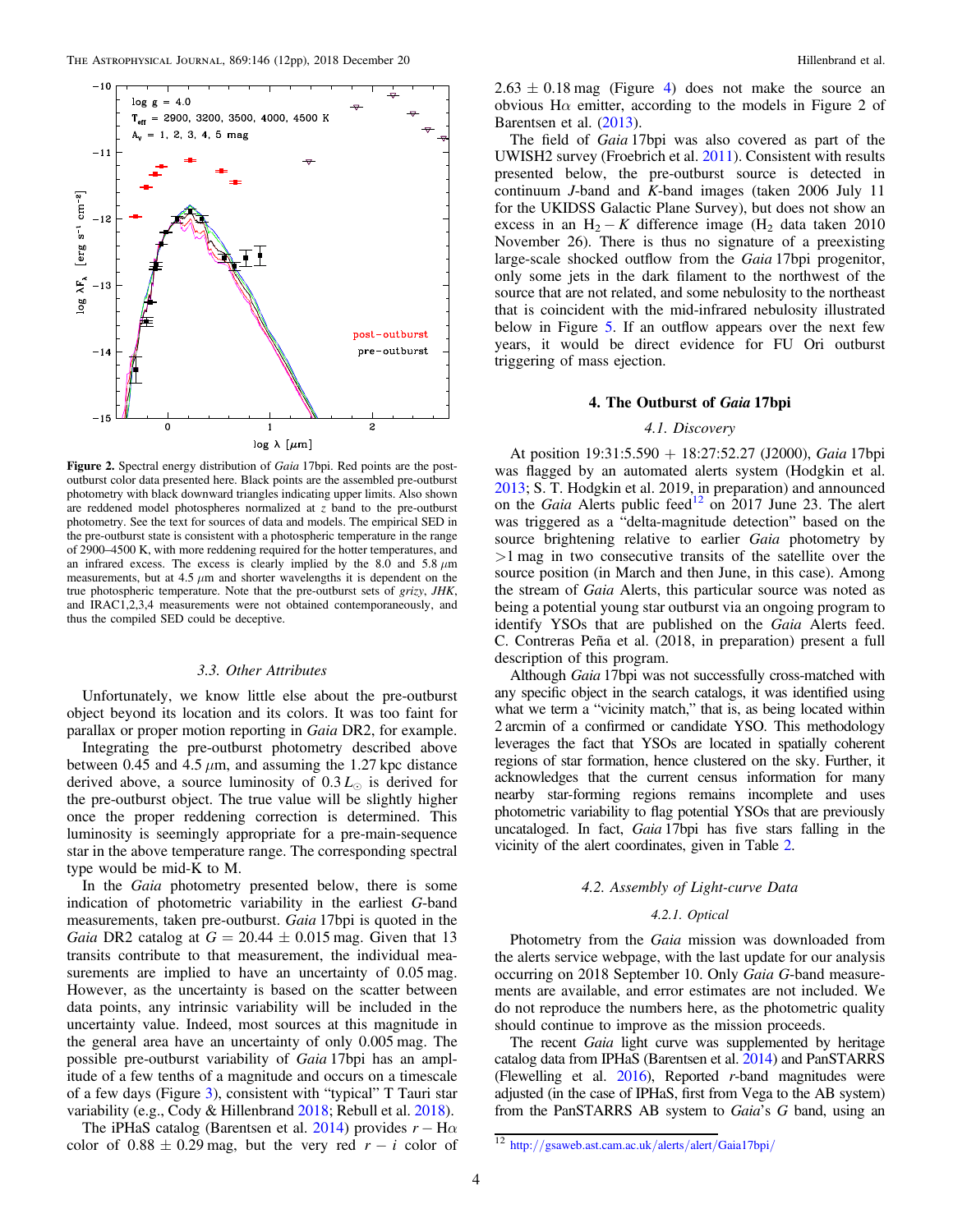Figure 2. Spectral energy distribution of *Gaia* 17bpi. Red points are the post-outburst color data presented here. Black points are the assembled pre-outburst photometry with black downward triangles indicating upper limits. Also shown are reddened model photospheres normalized at *z* band to the pre-outburst photometry. See the text for sources of data and models. The empirical SED in the pre-outburst state is consistent with a photospheric temperature in the range of 2900–4500 K, with more reddening required for the hotter temperatures, and an infrared excess. The excess is clearly implied by the 8.0 and 5.8 $\mu$m measurements, but at 4.5 $\mu$m and shorter wavelengths it is dependent on the true photospheric temperature. Note that the pre-outburst sets of *grizy*, *JHK*, and IRAC1,2,3,4 measurements were not obtained contemporaneously, and thus the compiled SED could be deceptive.

### 3.3. Other Attributes

Unfortunately, we know little else about the pre-outburst object beyond its location and its colors. It was too faint for parallax or proper motion reporting in *Gaia* DR2, for example.

Integrating the pre-outburst photometry described above between 0.45 and 4.5 $\mu$m, and assuming the 1.27 kpc distance derived above, a source luminosity of $0.3\,L_\odot$ is derived for the pre-outburst object. The true value will be slightly higher once the proper reddening correction is determined. This luminosity is seemingly appropriate for a pre-main-sequence star in the above temperature range. The corresponding spectral type would be mid-K to M.

In the *Gaia* photometry presented below, there is some indication of photometric variability in the earliest *G*-band measurements, taken pre-outburst. *Gaia* 17bpi is quoted in the *Gaia* DR2 catalog at $G = 20.44 \pm 0.015$ mag. Given that 13 transits contribute to that measurement, the individual measurements are implied to have an uncertainty of 0.05 mag. However, as the uncertainty is based on the scatter between data points, any intrinsic variability will be included in the uncertainty value. Indeed, most sources at this magnitude in the general area have an uncertainty of only 0.005 mag. The possible pre-outburst variability of *Gaia* 17bpi has an amplitude of a few tenths of a magnitude and occurs on a timescale of a few days (Figure 3), consistent with "typical" T Tauri star variability (e.g., Cody & Hillenbrand 2018; Rebull et al. 2018).

The iPHaS catalog (Barentsen et al. 2014) provides $r - \mathrm{H}\alpha$ color of $0.88 \pm 0.29$ mag, but the very red $r - i$ color of $2.63 \pm 0.18$ mag (Figure 4) does not make the source an obvious H$\alpha$ emitter, according to the models in Figure 2 of Barentsen et al. (2013).

The field of *Gaia* 17bpi was also covered as part of the UWISH2 survey (Froebrich et al. 2011). Consistent with results presented below, the pre-outburst source is detected in continuum *J*-band and *K*-band images (taken 2006 July 11 for the UKIDSS Galactic Plane Survey), but does not show an excess in an $\mathrm{H}_2 - K$ difference image ($\mathrm{H}_2$ data taken 2010 November 26). There is thus no signature of a preexisting large-scale shocked outflow from the *Gaia* 17bpi progenitor, only some jets in the dark filament to the northwest of the source that are not related, and some nebulosity to the northeast that is coincident with the mid-infrared nebulosity illustrated below in Figure 5. If an outflow appears over the next few years, it would be direct evidence for FU Ori outburst triggering of mass ejection.

## 4. The Outburst of *Gaia* 17bpi

### 4.1. Discovery

At position 19:31:5.590 + 18:27:52.27 (J2000), *Gaia* 17bpi was flagged by an automated alerts system (Hodgkin et al. 2013; S. T. Hodgkin et al. 2019, in preparation) and announced on the *Gaia* Alerts public feed[12] on 2017 June 23. The alert was triggered as a "delta-magnitude detection" based on the source brightening relative to earlier *Gaia* photometry by >1 mag in two consecutive transits of the satellite over the source position (in March and then June, in this case). Among the stream of *Gaia* Alerts, this particular source was noted as being a potential young star outburst via an ongoing program to identify YSOs that are published on the *Gaia* Alerts feed. C. Contreras Peña et al. (2018, in preparation) present a full description of this program.

Although *Gaia* 17bpi was not successfully cross-matched with any specific object in the search catalogs, it was identified using what we term a "vicinity match," that is, as being located within 2 arcmin of a confirmed or candidate YSO. This methodology leverages the fact that YSOs are located in spatially coherent regions of star formation, hence clustered on the sky. Further, it acknowledges that the current census information for many nearby star-forming regions remains incomplete and uses photometric variability to flag potential YSOs that are previously uncataloged. In fact, *Gaia* 17bpi has five stars falling in the vicinity of the alert coordinates, given in Table 2.

### 4.2. Assembly of Light-curve Data

#### 4.2.1. Optical

Photometry from the *Gaia* mission was downloaded from the alerts service webpage, with the last update for our analysis occurring on 2018 September 10. Only *Gaia* *G*-band measurements are available, and error estimates are not included. We do not reproduce the numbers here, as the photometric quality should continue to improve as the mission proceeds.

The recent *Gaia* light curve was supplemented by heritage catalog data from IPHaS (Barentsen et al. 2014) and PanSTARRS (Flewelling et al. 2016), Reported *r*-band magnitudes were adjusted (in the case of IPHaS, first from Vega to the AB system) from the PanSTARRS AB system to *Gaia*'s *G* band, using an

[12] http://gsaweb.ast.cam.ac.uk/alerts/alert/Gaia17bpi/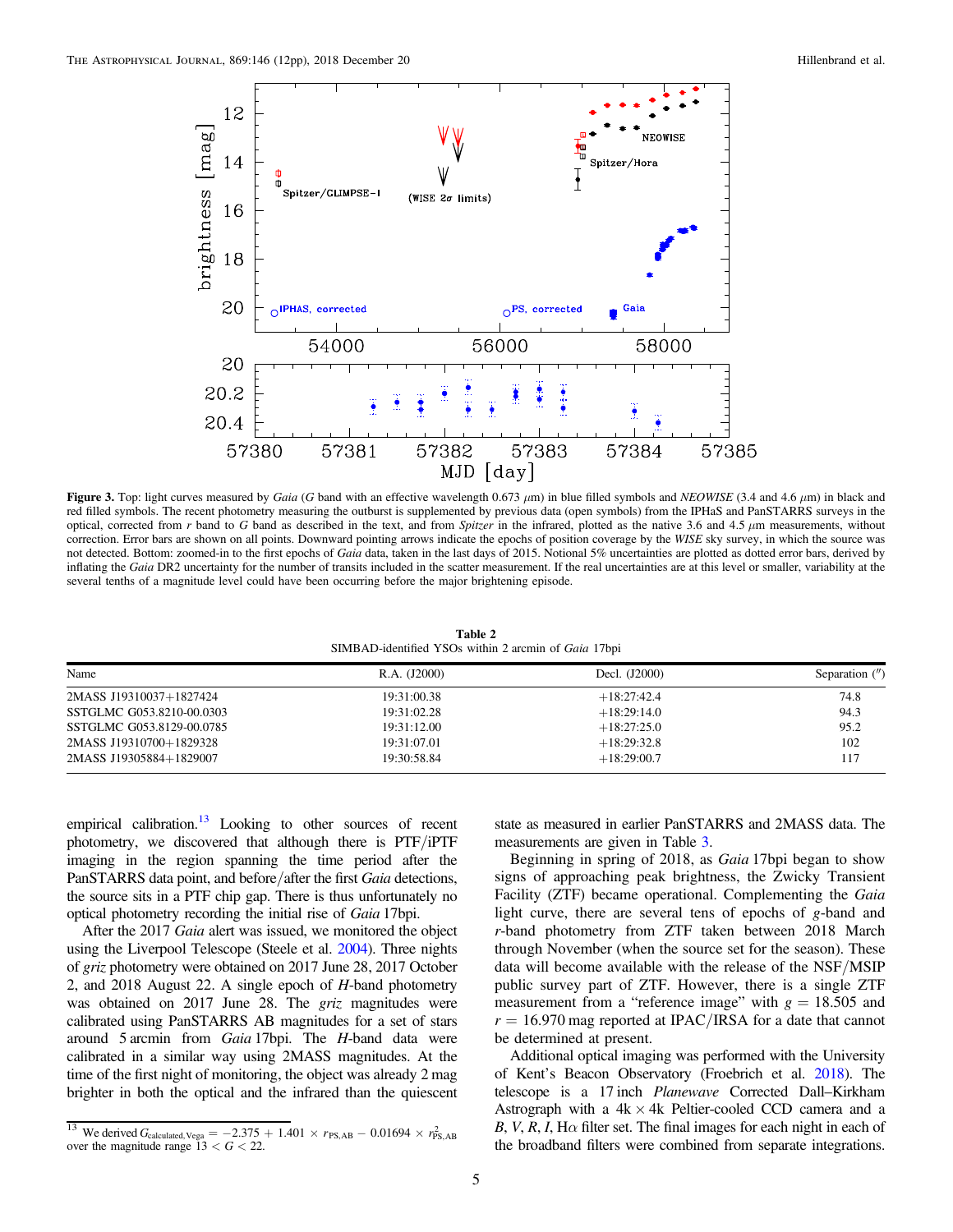**Figure 3.** Top: light curves measured by *Gaia* (*G* band with an effective wavelength 0.673 $\mu$m) in blue filled symbols and *NEOWISE* (3.4 and 4.6 $\mu$m) in black and red filled symbols. The recent photometry measuring the outburst is supplemented by previous data (open symbols) from the IPHaS and PanSTARRS surveys in the optical, corrected from *r* band to *G* band as described in the text, and from *Spitzer* in the infrared, plotted as the native 3.6 and 4.5 $\mu$m measurements, without correction. Error bars are shown on all points. Downward pointing arrows indicate the epochs of position coverage by the *WISE* sky survey, in which the source was not detected. Bottom: zoomed-in to the first epochs of *Gaia* data, taken in the last days of 2015. Notional 5% uncertainties are plotted as dotted error bars, derived by inflating the *Gaia* DR2 uncertainty for the number of transits included in the scatter measurement. If the real uncertainties are at this level or smaller, variability at the several tenths of a magnitude level could have been occurring before the major brightening episode.

**Table 2**
SIMBAD-identified YSOs within 2 arcmin of *Gaia* 17bpi

| Name | R.A. (J2000) | Decl. (J2000) | Separation (″) |
|---|---|---|---|
| 2MASS J19310037+1827424 | 19:31:00.38 | +18:27:42.4 | 74.8 |
| SSTGLMC G053.8210-00.0303 | 19:31:02.28 | +18:29:14.0 | 94.3 |
| SSTGLMC G053.8129-00.0785 | 19:31:12.00 | +18:27:25.0 | 95.2 |
| 2MASS J19310700+1829328 | 19:31:07.01 | +18:29:32.8 | 102 |
| 2MASS J19305884+1829007 | 19:30:58.84 | +18:29:00.7 | 117 |

empirical calibration.[13] Looking to other sources of recent photometry, we discovered that although there is PTF/iPTF imaging in the region spanning the time period after the PanSTARRS data point, and before/after the first *Gaia* detections, the source sits in a PTF chip gap. There is thus unfortunately no optical photometry recording the initial rise of *Gaia* 17bpi.

After the 2017 *Gaia* alert was issued, we monitored the object using the Liverpool Telescope (Steele et al. 2004). Three nights of *griz* photometry were obtained on 2017 June 28, 2017 October 2, and 2018 August 22. A single epoch of *H*-band photometry was obtained on 2017 June 28. The *griz* magnitudes were calibrated using PanSTARRS AB magnitudes for a set of stars around 5 arcmin from *Gaia* 17bpi. The *H*-band data were calibrated in a similar way using 2MASS magnitudes. At the time of the first night of monitoring, the object was already 2 mag brighter in both the optical and the infrared than the quiescent state as measured in earlier PanSTARRS and 2MASS data. The measurements are given in Table 3.

Beginning in spring of 2018, as *Gaia* 17bpi began to show signs of approaching peak brightness, the Zwicky Transient Facility (ZTF) became operational. Complementing the *Gaia* light curve, there are several tens of epochs of *g*-band and *r*-band photometry from ZTF taken between 2018 March through November (when the source set for the season). These data will become available with the release of the NSF/MSIP public survey part of ZTF. However, there is a single ZTF measurement from a "reference image" with $g = 18.505$ and $r = 16.970$ mag reported at IPAC/IRSA for a date that cannot be determined at present.

Additional optical imaging was performed with the University of Kent's Beacon Observatory (Froebrich et al. 2018). The telescope is a 17 inch *Planewave* Corrected Dall–Kirkham Astrograph with a 4k × 4k Peltier-cooled CCD camera and a *B*, *V*, *R*, *I*, H$\alpha$ filter set. The final images for each night in each of the broadband filters were combined from separate integrations.

[13] We derived $G_{\mathrm{calculated,Vega}} = -2.375 + 1.401 \times r_{\mathrm{PS,AB}} - 0.01694 \times r^2_{\mathrm{PS,AB}}$ over the magnitude range $13 < G < 22$.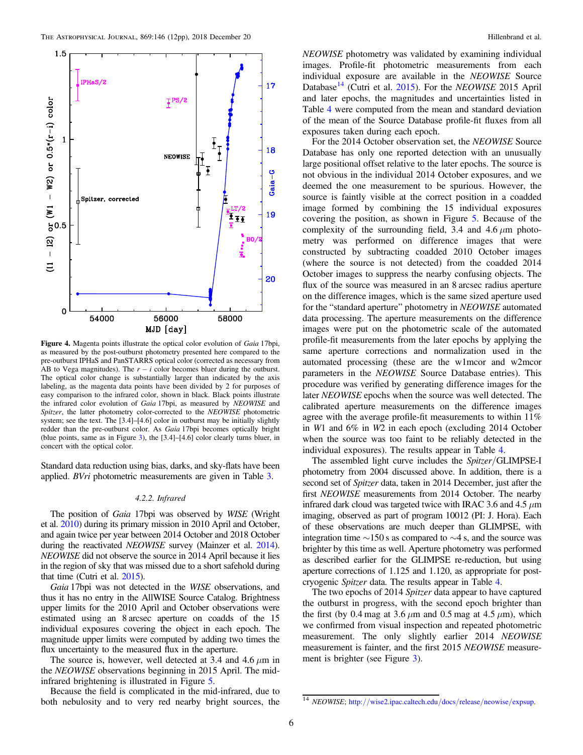**Figure 4.** Magenta points illustrate the optical color evolution of *Gaia* 17bpi, as measured by the post-outburst photometry presented here compared to the pre-outburst IPHaS and PanSTARRS optical color (corrected as necessary from AB to Vega magnitudes). The $r - i$ color becomes bluer during the outburst. The optical color change is substantially larger than indicated by the axis labeling, as the magenta data points have been divided by 2 for purposes of easy comparison to the infrared color, shown in black. Black points illustrate the infrared color evolution of *Gaia* 17bpi, as measured by *NEOWISE* and *Spitzer*, the latter photometry color-corrected to the *NEOWISE* photometric system; see the text. The [3.4]–[4.6] color in outburst may be initially slightly redder than the pre-outburst color. As *Gaia* 17bpi becomes optically bright (blue points, same as in Figure 3), the [3.4]–[4.6] color clearly turns bluer, in concert with the optical color.

Standard data reduction using bias, darks, and sky-flats have been applied. *BVri* photometric measurements are given in Table 3.

### 4.2.2. Infrared

The position of *Gaia* 17bpi was observed by *WISE* (Wright et al. 2010) during its primary mission in 2010 April and October, and again twice per year between 2014 October and 2018 October during the reactivated *NEOWISE* survey (Mainzer et al. 2014). *NEOWISE* did not observe the source in 2014 April because it lies in the region of sky that was missed due to a short safehold during that time (Cutri et al. 2015).

*Gaia* 17bpi was not detected in the *WISE* observations, and thus it has no entry in the AllWISE Source Catalog. Brightness upper limits for the 2010 April and October observations were estimated using an 8 arcsec aperture on coadds of the 15 individual exposures covering the object in each epoch. The magnitude upper limits were computed by adding two times the flux uncertainty to the measured flux in the aperture.

The source is, however, well detected at 3.4 and 4.6 $\mu$m in the *NEOWISE* observations beginning in 2015 April. The mid-infrared brightening is illustrated in Figure 5.

Because the field is complicated in the mid-infrared, due to both nebulosity and to very red nearby bright sources, the *NEOWISE* photometry was validated by examining individual images. Profile-fit photometric measurements from each individual exposure are available in the *NEOWISE* Source Database[14] (Cutri et al. 2015). For the *NEOWISE* 2015 April and later epochs, the magnitudes and uncertainties listed in Table 4 were computed from the mean and standard deviation of the mean of the Source Database profile-fit fluxes from all exposures taken during each epoch.

For the 2014 October observation set, the *NEOWISE* Source Database has only one reported detection with an unusually large positional offset relative to the later epochs. The source is not obvious in the individual 2014 October exposures, and we deemed the one measurement to be spurious. However, the source is faintly visible at the correct position in a coadded image formed by combining the 15 individual exposures covering the position, as shown in Figure 5. Because of the complexity of the surrounding field, 3.4 and 4.6 $\mu$m photometry was performed on difference images that were constructed by subtracting coadded 2010 October images (where the source is not detected) from the coadded 2014 October images to suppress the nearby confusing objects. The flux of the source was measured in an 8 arcsec radius aperture on the difference images, which is the same sized aperture used for the "standard aperture" photometry in *NEOWISE* automated data processing. The aperture measurements on the difference images were put on the photometric scale of the automated profile-fit measurements from the later epochs by applying the same aperture corrections and normalization used in the automated processing (these are the w1mcor and w2mcor parameters in the *NEOWISE* Source Database entries). This procedure was verified by generating difference images for the later *NEOWISE* epochs when the source was well detected. The calibrated aperture measurements on the difference images agree with the average profile-fit measurements to within 11% in *W*1 and 6% in *W*2 in each epoch (excluding 2014 October when the source was too faint to be reliably detected in the individual exposures). The results appear in Table 4.

The assembled light curve includes the *Spitzer*/GLIMPSE-I photometry from 2004 discussed above. In addition, there is a second set of *Spitzer* data, taken in 2014 December, just after the first *NEOWISE* measurements from 2014 October. The nearby infrared dark cloud was targeted twice with IRAC 3.6 and 4.5 $\mu$m imaging, observed as part of program 10012 (PI: J. Hora). Each of these observations are much deeper than GLIMPSE, with integration time ~150 s as compared to ~4 s, and the source was brighter by this time as well. Aperture photometry was performed as described earlier for the GLIMPSE re-reduction, but using aperture corrections of 1.125 and 1.120, as appropriate for post-cryogenic *Spitzer* data. The results appear in Table 4.

The two epochs of 2014 *Spitzer* data appear to have captured the outburst in progress, with the second epoch brighter than the first (by 0.4 mag at 3.6 $\mu$m and 0.5 mag at 4.5 $\mu$m), which we confirmed from visual inspection and repeated photometric measurement. The only slightly earlier 2014 *NEOWISE* measurement is fainter, and the first 2015 *NEOWISE* measurement is brighter (see Figure 3).

[14] *NEOWISE*; http://wise2.ipac.caltech.edu/docs/release/neowise/expsup.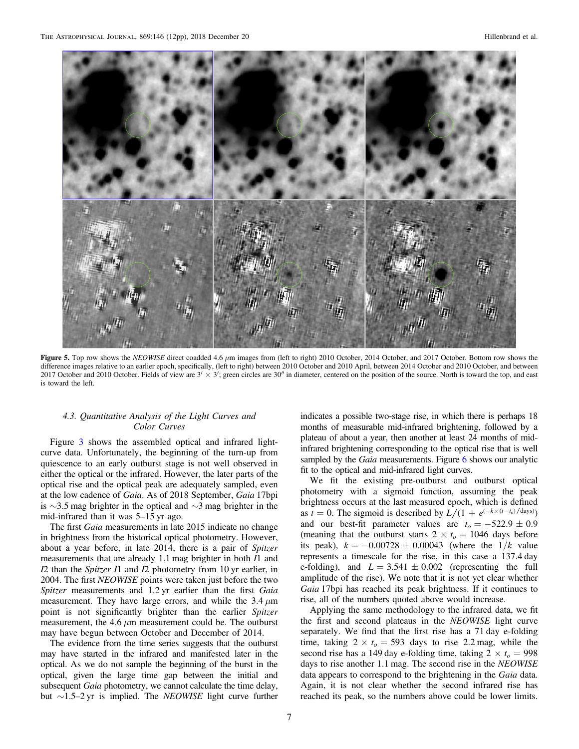**Figure 5.** Top row shows the *NEOWISE* direct coadded 4.6 $\mu$m images from (left to right) 2010 October, 2014 October, and 2017 October. Bottom row shows the difference images relative to an earlier epoch, specifically, (left to right) between 2010 October and 2010 April, between 2014 October and 2010 October, and between 2017 October and 2010 October. Fields of view are $3' \times 3'$; green circles are $30''$ in diameter, centered on the position of the source. North is toward the top, and east is toward the left.

### 4.3. Quantitative Analysis of the Light Curves and Color Curves

Figure 3 shows the assembled optical and infrared light-curve data. Unfortunately, the beginning of the turn-up from quiescence to an early outburst stage is not well observed in either the optical or the infrared. However, the later parts of the optical rise and the optical peak are adequately sampled, even at the low cadence of *Gaia*. As of 2018 September, *Gaia* 17bpi is ~3.5 mag brighter in the optical and ~3 mag brighter in the mid-infrared than it was 5–15 yr ago.

The first *Gaia* measurements in late 2015 indicate no change in brightness from the historical optical photometry. However, about a year before, in late 2014, there is a pair of *Spitzer* measurements that are already 1.1 mag brighter in both *I*1 and *I*2 than the *Spitzer* *I*1 and *I*2 photometry from 10 yr earlier, in 2004. The first *NEOWISE* points were taken just before the two *Spitzer* measurements and 1.2 yr earlier than the first *Gaia* measurement. They have large errors, and while the 3.4 $\mu$m point is not significantly brighter than the earlier *Spitzer* measurement, the 4.6 $\mu$m measurement could be. The outburst may have begun between October and December of 2014.

The evidence from the time series suggests that the outburst may have started in the infrared and manifested later in the optical. As we do not sample the beginning of the burst in the optical, given the large time gap between the initial and subsequent *Gaia* photometry, we cannot calculate the time delay, but ~1.5–2 yr is implied. The *NEOWISE* light curve further indicates a possible two-stage rise, in which there is perhaps 18 months of measurable mid-infrared brightening, followed by a plateau of about a year, then another at least 24 months of mid-infrared brightening corresponding to the optical rise that is well sampled by the *Gaia* measurements. Figure 6 shows our analytic fit to the optical and mid-infrared light curves.

We fit the existing pre-outburst and outburst optical photometry with a sigmoid function, assuming the peak brightness occurs at the last measured epoch, which is defined as $t = 0$. The sigmoid is described by $L/(1 + e^{(-k\times(t-t_o)/\mathrm{days})})$ and our best-fit parameter values are $t_o = -522.9 \pm 0.9$ (meaning that the outburst starts $2 \times t_o = 1046$ days before its peak), $k = -0.00728 \pm 0.00043$ (where the $1/k$ value represents a timescale for the rise, in this case a 137.4 day e-folding), and $L = 3.541 \pm 0.002$ (representing the full amplitude of the rise). We note that it is not yet clear whether *Gaia* 17bpi has reached its peak brightness. If it continues to rise, all of the numbers quoted above would increase.

Applying the same methodology to the infrared data, we fit the first and second plateaus in the *NEOWISE* light curve separately. We find that the first rise has a 71 day e-folding time, taking $2 \times t_o = 593$ days to rise 2.2 mag, while the second rise has a 149 day e-folding time, taking $2 \times t_o = 998$ days to rise another 1.1 mag. The second rise in the *NEOWISE* data appears to correspond to the brightening in the *Gaia* data. Again, it is not clear whether the second infrared rise has reached its peak, so the numbers above could be lower limits.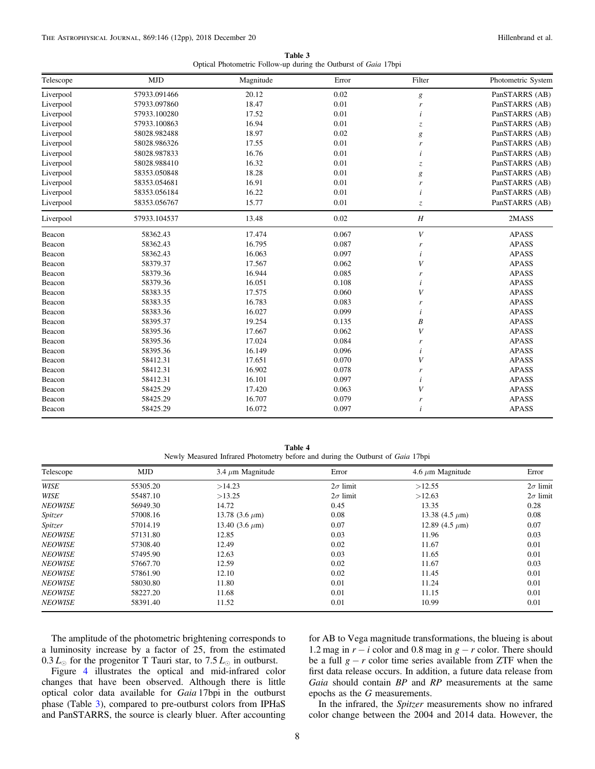**Table 3**
Optical Photometric Follow-up during the Outburst of *Gaia* 17bpi

| Telescope | MJD | Magnitude | Error | Filter | Photometric System |
|---|---|---|---|---|---|
| Liverpool | 57933.091466 | 20.12 | 0.02 | *g* | PanSTARRS (AB) |
| Liverpool | 57933.097860 | 18.47 | 0.01 | *r* | PanSTARRS (AB) |
| Liverpool | 57933.100280 | 17.52 | 0.01 | *i* | PanSTARRS (AB) |
| Liverpool | 57933.100863 | 16.94 | 0.01 | *z* | PanSTARRS (AB) |
| Liverpool | 58028.982488 | 18.97 | 0.02 | *g* | PanSTARRS (AB) |
| Liverpool | 58028.986326 | 17.55 | 0.01 | *r* | PanSTARRS (AB) |
| Liverpool | 58028.987833 | 16.76 | 0.01 | *i* | PanSTARRS (AB) |
| Liverpool | 58028.988410 | 16.32 | 0.01 | *z* | PanSTARRS (AB) |
| Liverpool | 58353.050848 | 18.28 | 0.01 | *g* | PanSTARRS (AB) |
| Liverpool | 58353.054681 | 16.91 | 0.01 | *r* | PanSTARRS (AB) |
| Liverpool | 58353.056184 | 16.22 | 0.01 | *i* | PanSTARRS (AB) |
| Liverpool | 58353.056767 | 15.77 | 0.01 | *z* | PanSTARRS (AB) |
| Liverpool | 57933.104537 | 13.48 | 0.02 | *H* | 2MASS |
| Beacon | 58362.43 | 17.474 | 0.067 | *V* | APASS |
| Beacon | 58362.43 | 16.795 | 0.087 | *r* | APASS |
| Beacon | 58362.43 | 16.063 | 0.097 | *i* | APASS |
| Beacon | 58379.37 | 17.567 | 0.062 | *V* | APASS |
| Beacon | 58379.36 | 16.944 | 0.085 | *r* | APASS |
| Beacon | 58379.36 | 16.051 | 0.108 | *i* | APASS |
| Beacon | 58383.35 | 17.575 | 0.060 | *V* | APASS |
| Beacon | 58383.35 | 16.783 | 0.083 | *r* | APASS |
| Beacon | 58383.36 | 16.027 | 0.099 | *i* | APASS |
| Beacon | 58395.37 | 19.254 | 0.135 | *B* | APASS |
| Beacon | 58395.36 | 17.667 | 0.062 | *V* | APASS |
| Beacon | 58395.36 | 17.024 | 0.084 | *r* | APASS |
| Beacon | 58395.36 | 16.149 | 0.096 | *i* | APASS |
| Beacon | 58412.31 | 17.651 | 0.070 | *V* | APASS |
| Beacon | 58412.31 | 16.902 | 0.078 | *r* | APASS |
| Beacon | 58412.31 | 16.101 | 0.097 | *i* | APASS |
| Beacon | 58425.29 | 17.420 | 0.063 | *V* | APASS |
| Beacon | 58425.29 | 16.707 | 0.079 | *r* | APASS |
| Beacon | 58425.29 | 16.072 | 0.097 | *i* | APASS |

**Table 4**
Newly Measured Infrared Photometry before and during the Outburst of *Gaia* 17bpi

| Telescope | MJD | 3.4 $\mu$m Magnitude | Error | 4.6 $\mu$m Magnitude | Error |
|---|---|---|---|---|---|
| *WISE* | 55305.20 | >14.23 | $2\sigma$ limit | >12.55 | $2\sigma$ limit |
| *WISE* | 55487.10 | >13.25 | $2\sigma$ limit | >12.63 | $2\sigma$ limit |
| *NEOWISE* | 56949.30 | 14.72 | 0.45 | 13.35 | 0.28 |
| *Spitzer* | 57008.16 | 13.78 (3.6 $\mu$m) | 0.08 | 13.38 (4.5 $\mu$m) | 0.08 |
| *Spitzer* | 57014.19 | 13.40 (3.6 $\mu$m) | 0.07 | 12.89 (4.5 $\mu$m) | 0.07 |
| *NEOWISE* | 57131.80 | 12.85 | 0.03 | 11.96 | 0.03 |
| *NEOWISE* | 57308.40 | 12.49 | 0.02 | 11.67 | 0.01 |
| *NEOWISE* | 57495.90 | 12.63 | 0.03 | 11.65 | 0.01 |
| *NEOWISE* | 57667.70 | 12.59 | 0.02 | 11.67 | 0.03 |
| *NEOWISE* | 57861.90 | 12.10 | 0.02 | 11.45 | 0.01 |
| *NEOWISE* | 58030.80 | 11.80 | 0.01 | 11.24 | 0.01 |
| *NEOWISE* | 58227.20 | 11.68 | 0.01 | 11.15 | 0.01 |
| *NEOWISE* | 58391.40 | 11.52 | 0.01 | 10.99 | 0.01 |

The amplitude of the photometric brightening corresponds to a luminosity increase by a factor of 25, from the estimated $0.3\,L_{\odot}$ for the progenitor T Tauri star, to $7.5\,L_{\odot}$ in outburst.

Figure 4 illustrates the optical and mid-infrared color changes that have been observed. Although there is little optical color data available for *Gaia* 17bpi in the outburst phase (Table 3), compared to pre-outburst colors from IPHaS and PanSTARRS, the source is clearly bluer. After accounting for AB to Vega magnitude transformations, the blueing is about 1.2 mag in $r-i$ color and 0.8 mag in $g-r$ color. There should be a full $g-r$ color time series available from ZTF when the first data release occurs. In addition, a future data release from *Gaia* should contain *BP* and *RP* measurements at the same epochs as the *G* measurements.

In the infrared, the *Spitzer* measurements show no infrared color change between the 2004 and 2014 data. However, the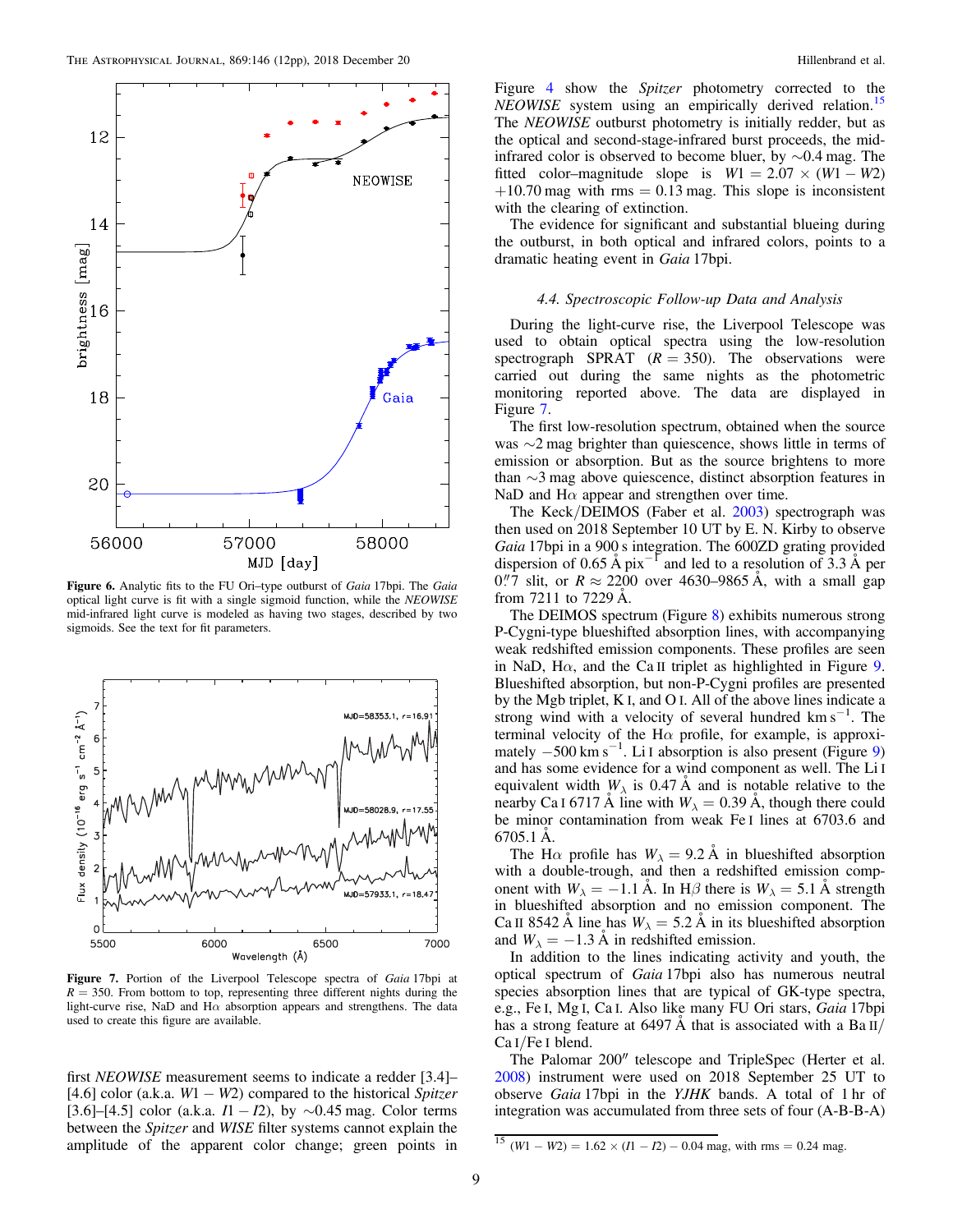**Figure 6.** Analytic fits to the FU Ori–type outburst of *Gaia* 17bpi. The *Gaia* optical light curve is fit with a single sigmoid function, while the *NEOWISE* mid-infrared light curve is modeled as having two stages, described by two sigmoids. See the text for fit parameters.

**Figure 7.** Portion of the Liverpool Telescope spectra of *Gaia* 17bpi at $R = 350$. From bottom to top, representing three different nights during the light-curve rise, NaD and Hα absorption appears and strengthens. The data used to create this figure are available.

first *NEOWISE* measurement seems to indicate a redder [3.4]–[4.6] color (a.k.a. $W1 - W2$) compared to the historical *Spitzer* [3.6]–[4.5] color (a.k.a. $I1 - I2$), by ~0.45 mag. Color terms between the *Spitzer* and *WISE* filter systems cannot explain the amplitude of the apparent color change; green points in Figure 4 show the *Spitzer* photometry corrected to the *NEOWISE* system using an empirically derived relation.[15] The *NEOWISE* outburst photometry is initially redder, but as the optical and second-stage-infrared burst proceeds, the mid-infrared color is observed to become bluer, by ~0.4 mag. The fitted color–magnitude slope is $W1 = 2.07 \times (W1 - W2) + 10.70$ mag with rms = 0.13 mag. This slope is inconsistent with the clearing of extinction.

The evidence for significant and substantial blueing during the outburst, in both optical and infrared colors, points to a dramatic heating event in *Gaia* 17bpi.

### 4.4. Spectroscopic Follow-up Data and Analysis

During the light-curve rise, the Liverpool Telescope was used to obtain optical spectra using the low-resolution spectrograph SPRAT ($R = 350$). The observations were carried out during the same nights as the photometric monitoring reported above. The data are displayed in Figure 7.

The first low-resolution spectrum, obtained when the source was ~2 mag brighter than quiescence, shows little in terms of emission or absorption. But as the source brightens to more than ~3 mag above quiescence, distinct absorption features in NaD and Hα appear and strengthen over time.

The Keck/DEIMOS (Faber et al. 2003) spectrograph was then used on 2018 September 10 UT by E. N. Kirby to observe *Gaia* 17bpi in a 900 s integration. The 600ZD grating provided dispersion of 0.65 Å pix$^{-1}$ and led to a resolution of 3.3 Å per 0″7 slit, or $R \approx 2200$ over 4630–9865 Å, with a small gap from 7211 to 7229 Å.

The DEIMOS spectrum (Figure 8) exhibits numerous strong P-Cygni-type blueshifted absorption lines, with accompanying weak redshifted emission components. These profiles are seen in NaD, Hα, and the Ca II triplet as highlighted in Figure 9. Blueshifted absorption, but non-P-Cygni profiles are presented by the Mgb triplet, K I, and O I. All of the above lines indicate a strong wind with a velocity of several hundred km s$^{-1}$. The terminal velocity of the Hα profile, for example, is approximately $-500$ km s$^{-1}$. Li I absorption is also present (Figure 9) and has some evidence for a wind component as well. The Li I equivalent width $W_\lambda$ is 0.47 Å and is notable relative to the nearby Ca I 6717 Å line with $W_\lambda = 0.39$ Å, though there could be minor contamination from weak Fe I lines at 6703.6 and 6705.1 Å.

The Hα profile has $W_\lambda = 9.2$ Å in blueshifted absorption with a double-trough, and then a redshifted emission component with $W_\lambda = -1.1$ Å. In Hβ there is $W_\lambda = 5.1$ Å strength in blueshifted absorption and no emission component. The Ca II 8542 Å line has $W_\lambda = 5.2$ Å in its blueshifted absorption and $W_\lambda = -1.3$ Å in redshifted emission.

In addition to the lines indicating activity and youth, the optical spectrum of *Gaia* 17bpi also has numerous neutral species absorption lines that are typical of GK-type spectra, e.g., Fe I, Mg I, Ca I. Also like many FU Ori stars, *Gaia* 17bpi has a strong feature at 6497 Å that is associated with a Ba II/Ca I/Fe I blend.

The Palomar 200″ telescope and TripleSpec (Herter et al. 2008) instrument were used on 2018 September 25 UT to observe *Gaia* 17bpi in the *YJHK* bands. A total of 1 hr of integration was accumulated from three sets of four (A-B-B-A)

[15] $(W1 - W2) = 1.62 \times (I1 - I2) - 0.04$ mag, with rms = 0.24 mag.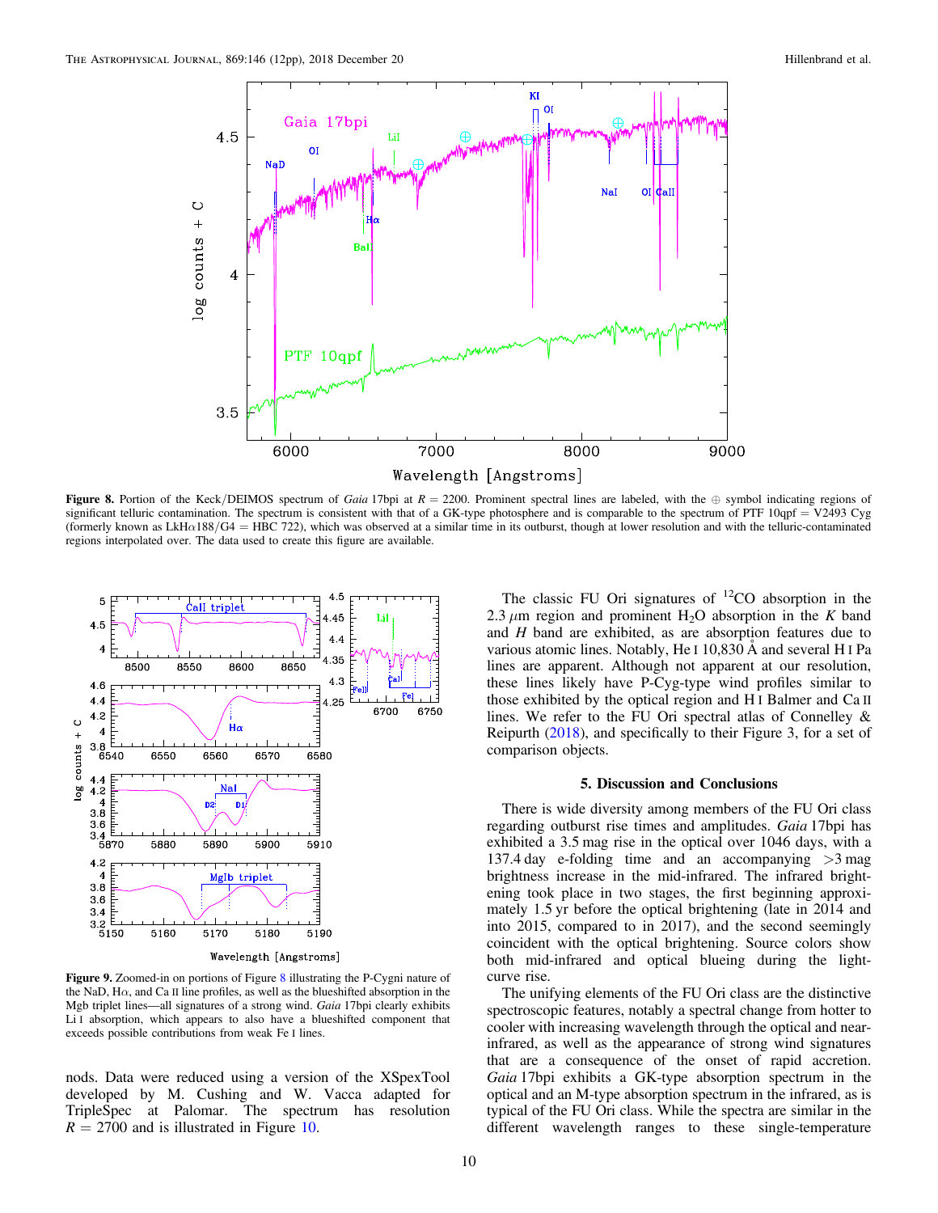**Figure 8.** Portion of the Keck/DEIMOS spectrum of *Gaia* 17bpi at $R = 2200$. Prominent spectral lines are labeled, with the ⊕ symbol indicating regions of significant telluric contamination. The spectrum is consistent with that of a GK-type photosphere and is comparable to the spectrum of PTF 10qpf = V2493 Cyg (formerly known as LkHα188/G4 = HBC 722), which was observed at a similar time in its outburst, though at lower resolution and with the telluric-contaminated regions interpolated over. The data used to create this figure are available.

**Figure 9.** Zoomed-in on portions of Figure 8 illustrating the P-Cygni nature of the NaD, Hα, and Ca II line profiles, as well as the blueshifted absorption in the Mgb triplet lines—all signatures of a strong wind. *Gaia* 17bpi clearly exhibits Li I absorption, which appears to also have a blueshifted component that exceeds possible contributions from weak Fe I lines.

nods. Data were reduced using a version of the XSpexTool developed by M. Cushing and W. Vacca adapted for TripleSpec at Palomar. The spectrum has resolution $R = 2700$ and is illustrated in Figure 10.

The classic FU Ori signatures of $^{12}CO$ absorption in the 2.3 $\mu$m region and prominent $H_2O$ absorption in the *K* band and *H* band are exhibited, as are absorption features due to various atomic lines. Notably, He I 10,830 Å and several H I Pa lines are apparent. Although not apparent at our resolution, these lines likely have P-Cyg-type wind profiles similar to those exhibited by the optical region and H I Balmer and Ca II lines. We refer to the FU Ori spectral atlas of Connelley & Reipurth (2018), and specifically to their Figure 3, for a set of comparison objects.

## 5. Discussion and Conclusions

There is wide diversity among members of the FU Ori class regarding outburst rise times and amplitudes. *Gaia* 17bpi has exhibited a 3.5 mag rise in the optical over 1046 days, with a 137.4 day e-folding time and an accompanying >3 mag brightness increase in the mid-infrared. The infrared brightening took place in two stages, the first beginning approximately 1.5 yr before the optical brightening (late in 2014 and into 2015, compared to in 2017), and the second seemingly coincident with the optical brightening. Source colors show both mid-infrared and optical blueing during the light-curve rise.

The unifying elements of the FU Ori class are the distinctive spectroscopic features, notably a spectral change from hotter to cooler with increasing wavelength through the optical and near-infrared, as well as the appearance of strong wind signatures that are a consequence of the onset of rapid accretion. *Gaia* 17bpi exhibits a GK-type absorption spectrum in the optical and an M-type absorption spectrum in the infrared, as is typical of the FU Ori class. While the spectra are similar in the different wavelength ranges to these single-temperature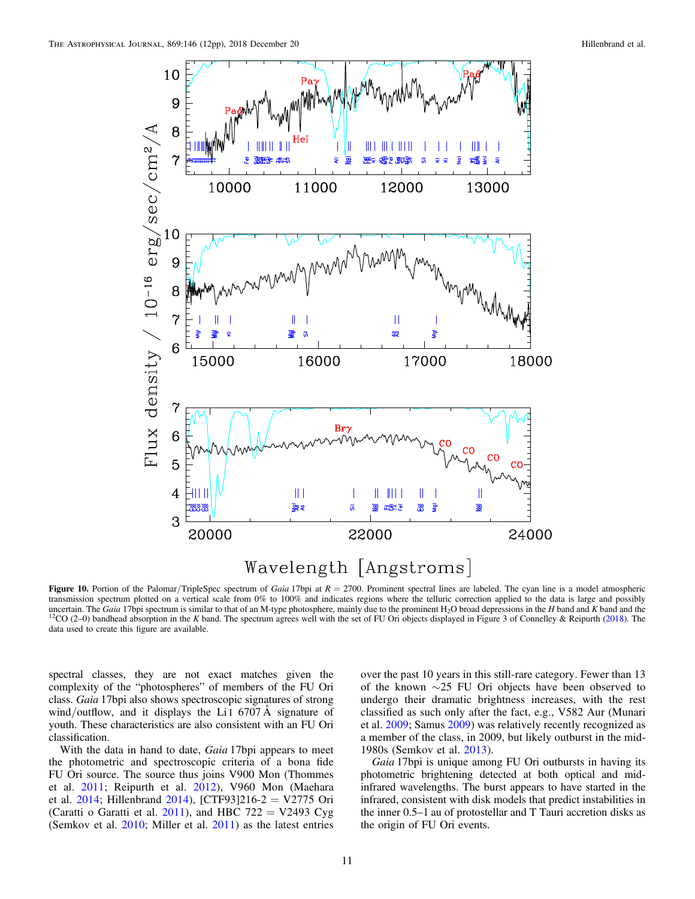**Figure 10.** Portion of the Palomar/TripleSpec spectrum of *Gaia* 17bpi at $R = 2700$. Prominent spectral lines are labeled. The cyan line is a model atmospheric transmission spectrum plotted on a vertical scale from 0% to 100% and indicates regions where the telluric correction applied to the data is large and possibly uncertain. The *Gaia* 17bpi spectrum is similar to that of an M-type photosphere, mainly due to the prominent $H_2O$ broad depressions in the *H* band and *K* band and the $^{12}CO$ (2–0) bandhead absorption in the *K* band. The spectrum agrees well with the set of FU Ori objects displayed in Figure 3 of Connelley & Reipurth (2018). The data used to create this figure are available.

spectral classes, they are not exact matches given the complexity of the "photospheres" of members of the FU Ori class. *Gaia* 17bpi also shows spectroscopic signatures of strong wind/outflow, and it displays the Li I 6707 Å signature of youth. These characteristics are also consistent with an FU Ori classification.

With the data in hand to date, *Gaia* 17bpi appears to meet the photometric and spectroscopic criteria of a bona fide FU Ori source. The source thus joins V900 Mon (Thommes et al. 2011; Reipurth et al. 2012), V960 Mon (Maehara et al. 2014; Hillenbrand 2014), [CTF93]216-2 = V2775 Ori (Caratti o Garatti et al. 2011), and HBC 722 = V2493 Cyg (Semkov et al. 2010; Miller et al. 2011) as the latest entries over the past 10 years in this still-rare category. Fewer than 13 of the known ~25 FU Ori objects have been observed to undergo their dramatic brightness increases, with the rest classified as such only after the fact, e.g., V582 Aur (Munari et al. 2009; Samus 2009) was relatively recently recognized as a member of the class, in 2009, but likely outburst in the mid-1980s (Semkov et al. 2013).

*Gaia* 17bpi is unique among FU Ori outbursts in having its photometric brightening detected at both optical and mid-infrared wavelengths. The burst appears to have started in the infrared, consistent with disk models that predict instabilities in the inner 0.5–1 au of protostellar and T Tauri accretion disks as the origin of FU Ori events.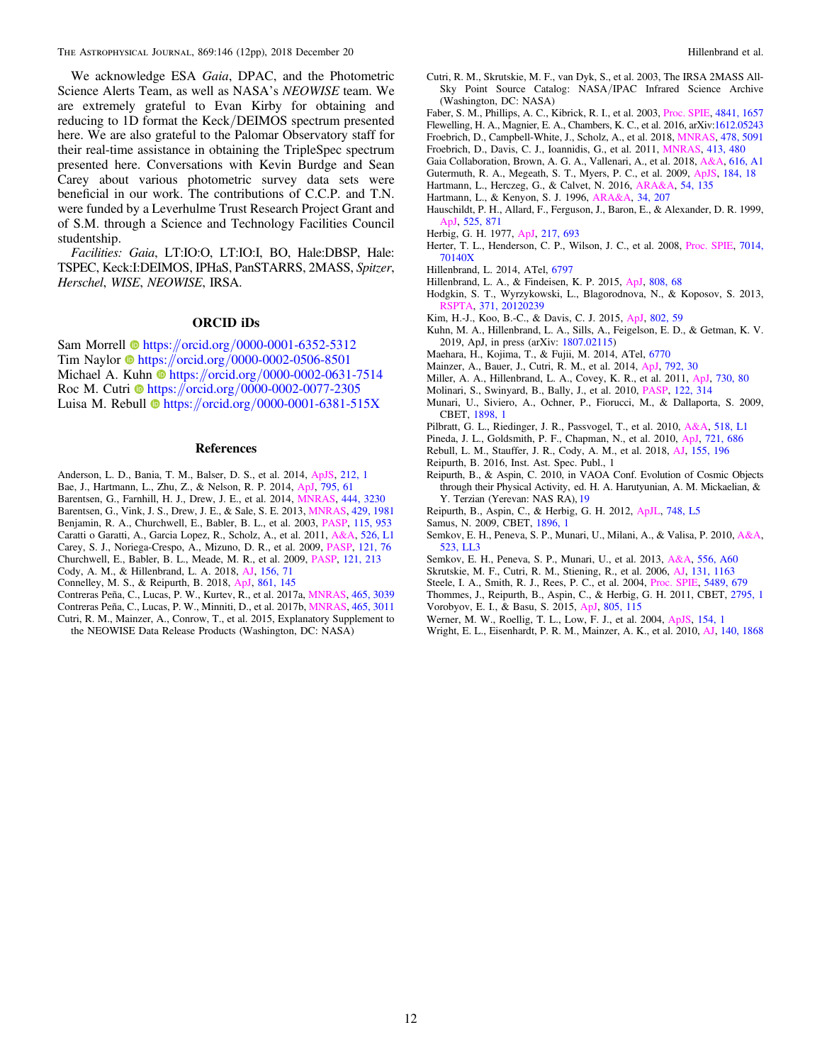We acknowledge ESA *Gaia*, DPAC, and the Photometric Science Alerts Team, as well as NASA's *NEOWISE* team. We are extremely grateful to Evan Kirby for obtaining and reducing to 1D format the Keck/DEIMOS spectrum presented here. We are also grateful to the Palomar Observatory staff for their real-time assistance in obtaining the TripleSpec spectrum presented here. Conversations with Kevin Burdge and Sean Carey about various photometric survey data sets were beneficial in our work. The contributions of C.C.P. and T.N. were funded by a Leverhulme Trust Research Project Grant and of S.M. through a Science and Technology Facilities Council studentship.

*Facilities: Gaia*, LT:IO:O, LT:IO:I, BO, Hale:DBSP, Hale: TSPEC, Keck:I:DEIMOS, IPHaS, PanSTARRS, 2MASS, *Spitzer*, *Herschel*, *WISE*, *NEOWISE*, IRSA.

## ORCID iDs

Sam Morrell https://orcid.org/0000-0001-6352-5312
Tim Naylor https://orcid.org/0000-0002-0506-8501
Michael A. Kuhn https://orcid.org/0000-0002-0631-7514
Roc M. Cutri https://orcid.org/0000-0002-0077-2305
Luisa M. Rebull https://orcid.org/0000-0001-6381-515X

## References

Anderson, L. D., Bania, T. M., Balser, D. S., et al. 2014, ApJS, 212, 1
Bae, J., Hartmann, L., Zhu, Z., & Nelson, R. P. 2014, ApJ, 795, 61
Barentsen, G., Farnhill, H. J., Drew, J. E., et al. 2014, MNRAS, 444, 3230
Barentsen, G., Vink, J. S., Drew, J. E., & Sale, S. E. 2013, MNRAS, 429, 1981
Benjamin, R. A., Churchwell, E., Babler, B. L., et al. 2003, PASP, 115, 953
Caratti o Garatti, A., Garcia Lopez, R., Scholz, A., et al. 2011, A&A, 526, L1
Carey, S. J., Noriega-Crespo, A., Mizuno, D. R., et al. 2009, PASP, 121, 76
Churchwell, E., Babler, B. L., Meade, M. R., et al. 2009, PASP, 121, 213
Cody, A. M., & Hillenbrand, L. A. 2018, AJ, 156, 71
Connelley, M. S., & Reipurth, B. 2018, ApJ, 861, 145
Contreras Peña, C., Lucas, P. W., Kurtev, R., et al. 2017a, MNRAS, 465, 3039
Contreras Peña, C., Lucas, P. W., Minniti, D., et al. 2017b, MNRAS, 465, 3011
Cutri, R. M., Mainzer, A., Conrow, T., et al. 2015, Explanatory Supplement to the NEOWISE Data Release Products (Washington, DC: NASA)
Cutri, R. M., Skrutskie, M. F., van Dyk, S., et al. 2003, The IRSA 2MASS All-Sky Point Source Catalog: NASA/IPAC Infrared Science Archive (Washington, DC: NASA)
Faber, S. M., Phillips, A. C., Kibrick, R. I., et al. 2003, Proc. SPIE, 4841, 1657
Flewelling, H. A., Magnier, E. A., Chambers, K. C., et al. 2016, arXiv:1612.05243
Froebrich, D., Campbell-White, J., Scholz, A., et al. 2018, MNRAS, 478, 5091
Froebrich, D., Davis, C. J., Ioannidis, G., et al. 2011, MNRAS, 413, 480
Gaia Collaboration, Brown, A. G. A., Vallenari, A., et al. 2018, A&A, 616, A1
Gutermuth, R. A., Megeath, S. T., Myers, P. C., et al. 2009, ApJS, 184, 18
Hartmann, L., Herczeg, G., & Calvet, N. 2016, ARA&A, 54, 135
Hartmann, L., & Kenyon, S. J. 1996, ARA&A, 34, 207
Hauschildt, P. H., Allard, F., Ferguson, J., Baron, E., & Alexander, D. R. 1999, ApJ, 525, 871
Herbig, G. H. 1977, ApJ, 217, 693
Herter, T. L., Henderson, C. P., Wilson, J. C., et al. 2008, Proc. SPIE, 7014, 70140X
Hillenbrand, L. 2014, ATel, 6797
Hillenbrand, L. A., & Findeisen, K. P. 2015, ApJ, 808, 68
Hodgkin, S. T., Wyrzykowski, L., Blagorodnova, N., & Koposov, S. 2013, RSPTA, 371, 20120239
Kim, H.-J., Koo, B.-C., & Davis, C. J. 2015, ApJ, 802, 59
Kuhn, M. A., Hillenbrand, L. A., Sills, A., Feigelson, E. D., & Getman, K. V. 2019, ApJ, in press (arXiv: 1807.02115)
Maehara, H., Kojima, T., & Fujii, M. 2014, ATel, 6770
Mainzer, A., Bauer, J., Cutri, R. M., et al. 2014, ApJ, 792, 30
Miller, A. A., Hillenbrand, L. A., Covey, K. R., et al. 2011, ApJ, 730, 80
Molinari, S., Swinyard, B., Bally, J., et al. 2010, PASP, 122, 314
Munari, U., Siviero, A., Ochner, P., Fiorucci, M., & Dallaporta, S. 2009, CBET, 1898, 1
Pilbratt, G. L., Riedinger, J. R., Passvogel, T., et al. 2010, A&A, 518, L1
Pineda, J. L., Goldsmith, P. F., Chapman, N., et al. 2010, ApJ, 721, 686
Rebull, L. M., Stauffer, J. R., Cody, A. M., et al. 2018, AJ, 155, 196
Reipurth, B. 2016, Inst. Ast. Spec. Publ., 1
Reipurth, B., & Aspin, C. 2010, in VAOA Conf. Evolution of Cosmic Objects through their Physical Activity, ed. H. A. Harutyunian, A. M. Mickaelian, & Y. Terzian (Yerevan: NAS RA), 19
Reipurth, B., Aspin, C., & Herbig, G. H. 2012, ApJL, 748, L5
Samus, N. 2009, CBET, 1896, 1
Semkov, E. H., Peneva, S. P., Munari, U., Milani, A., & Valisa, P. 2010, A&A, 523, LL3
Semkov, E. H., Peneva, S. P., Munari, U., et al. 2013, A&A, 556, A60
Skrutskie, M. F., Cutri, R. M., Stiening, R., et al. 2006, AJ, 131, 1163
Steele, I. A., Smith, R. J., Rees, P. C., et al. 2004, Proc. SPIE, 5489, 679
Thommes, J., Reipurth, B., Aspin, C., & Herbig, G. H. 2011, CBET, 2795, 1
Vorobyov, E. I., & Basu, S. 2015, ApJ, 805, 115
Werner, M. W., Roellig, T. L., Low, F. J., et al. 2004, ApJS, 154, 1
Wright, E. L., Eisenhardt, P. R. M., Mainzer, A. K., et al. 2010, AJ, 140, 1868